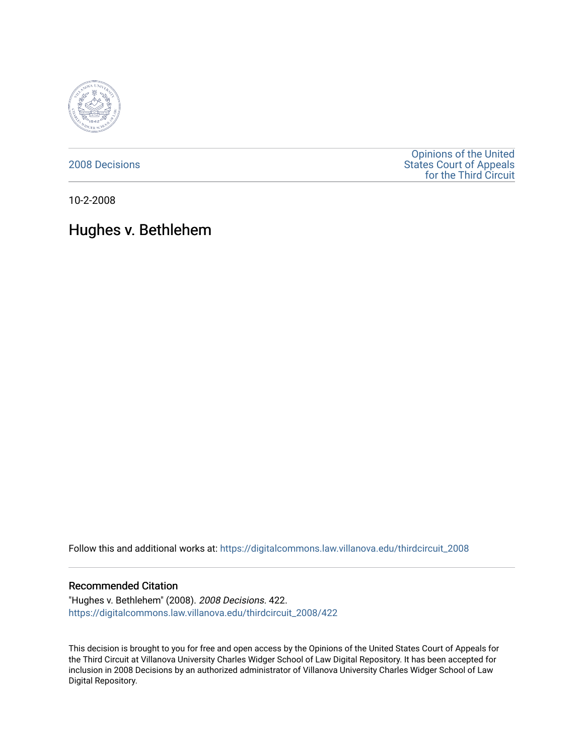2008 Decisions

Opinions of the United States Court of Appeals for the Third Circuit

10-2-2008

# Hughes v. Bethlehem

Follow this and additional works at: https://digitalcommons.law.villanova.edu/thirdcircuit_2008

## Recommended Citation

"Hughes v. Bethlehem" (2008). *2008 Decisions*. 422.
https://digitalcommons.law.villanova.edu/thirdcircuit_2008/422

This decision is brought to you for free and open access by the Opinions of the United States Court of Appeals for the Third Circuit at Villanova University Charles Widger School of Law Digital Repository. It has been accepted for inclusion in 2008 Decisions by an authorized administrator of Villanova University Charles Widger School of Law Digital Repository.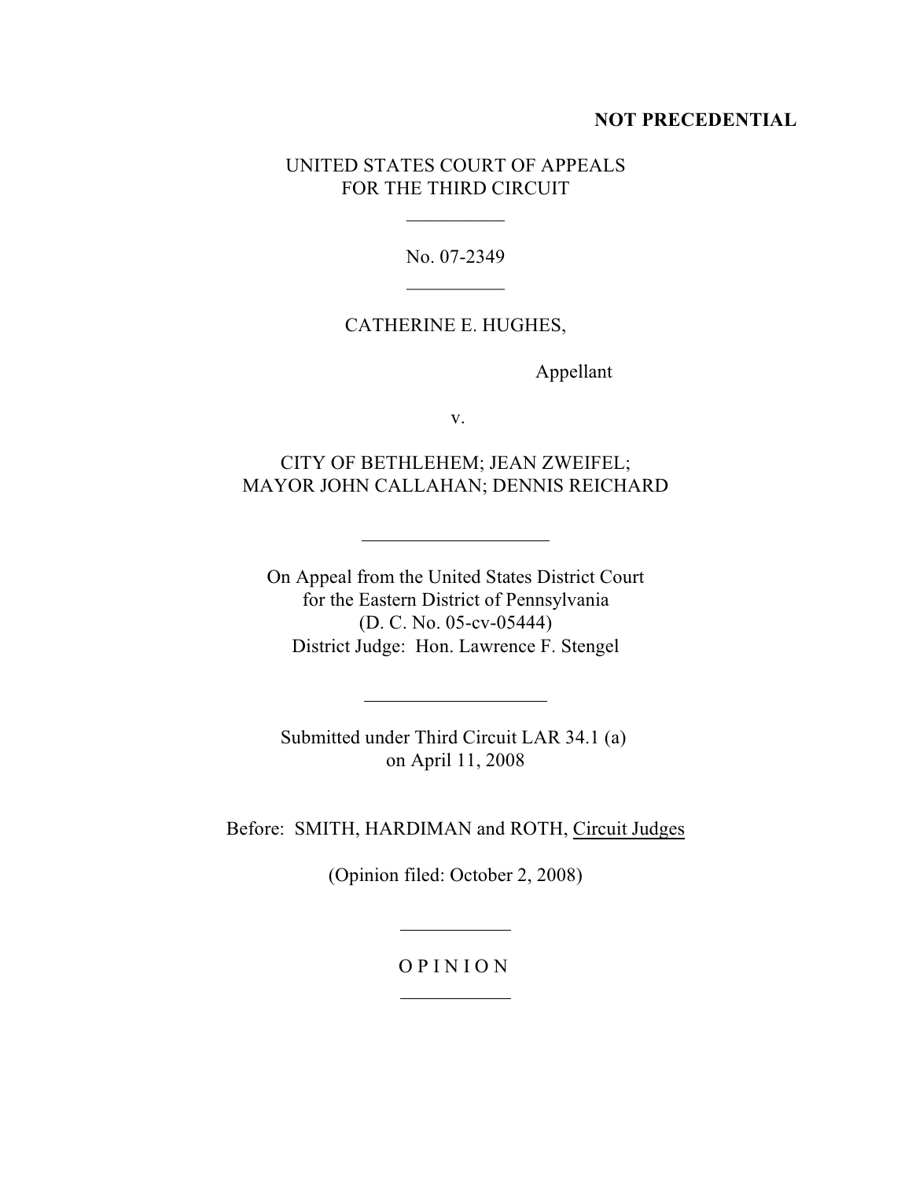**NOT PRECEDENTIAL**

UNITED STATES COURT OF APPEALS
FOR THE THIRD CIRCUIT

---

No. 07-2349

---

CATHERINE E. HUGHES,

Appellant

v.

CITY OF BETHLEHEM; JEAN ZWEIFEL;
MAYOR JOHN CALLAHAN; DENNIS REICHARD

---

On Appeal from the United States District Court
for the Eastern District of Pennsylvania
(D. C. No. 05-cv-05444)
District Judge: Hon. Lawrence F. Stengel

---

Submitted under Third Circuit LAR 34.1 (a)
on April 11, 2008

Before: SMITH, HARDIMAN and ROTH, Circuit Judges

(Opinion filed: October 2, 2008)

---

O P I N I O N

---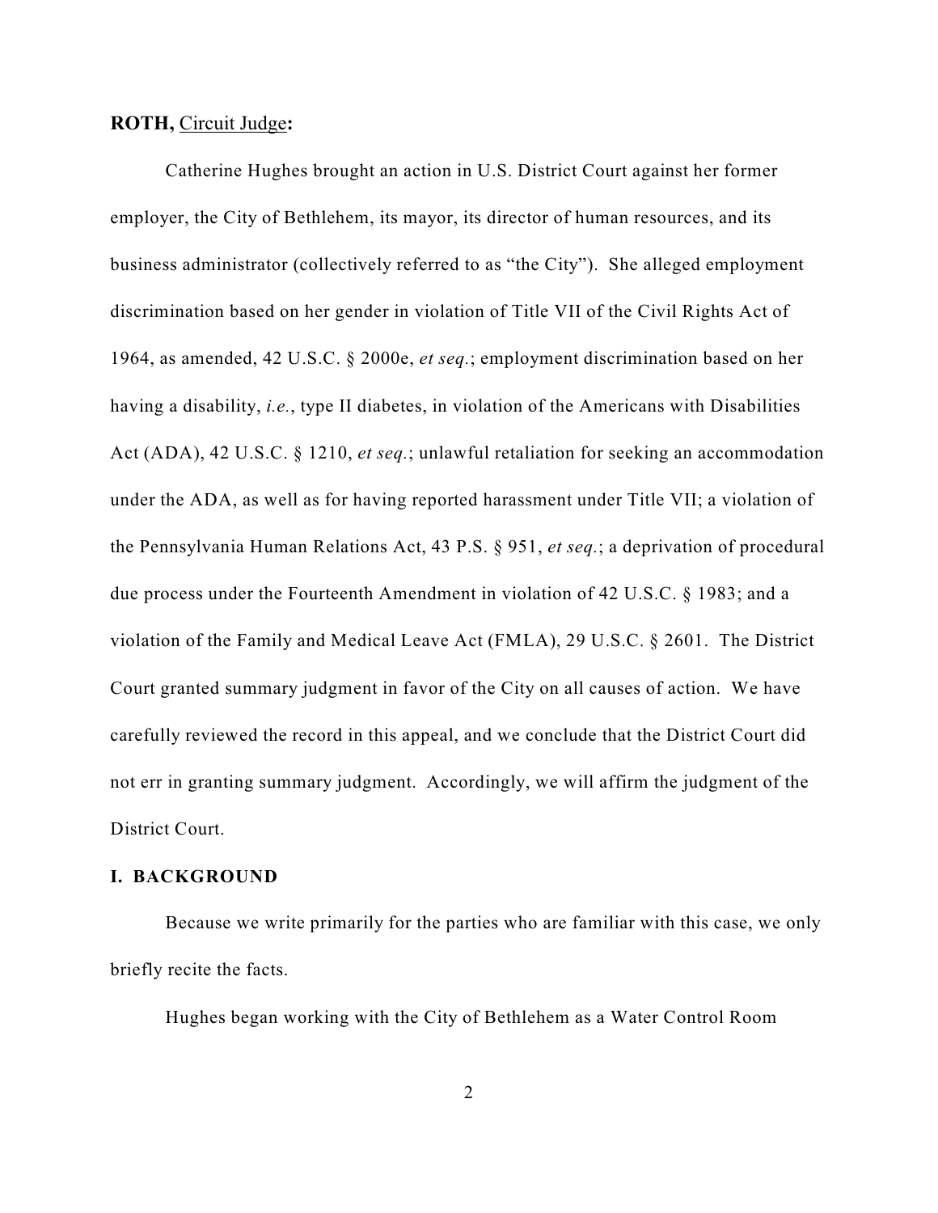**ROTH,** Circuit Judge**:**

Catherine Hughes brought an action in U.S. District Court against her former employer, the City of Bethlehem, its mayor, its director of human resources, and its business administrator (collectively referred to as "the City"). She alleged employment discrimination based on her gender in violation of Title VII of the Civil Rights Act of 1964, as amended, 42 U.S.C. § 2000e, *et seq.*; employment discrimination based on her having a disability, *i.e.*, type II diabetes, in violation of the Americans with Disabilities Act (ADA), 42 U.S.C. § 1210, *et seq.*; unlawful retaliation for seeking an accommodation under the ADA, as well as for having reported harassment under Title VII; a violation of the Pennsylvania Human Relations Act, 43 P.S. § 951, *et seq.*; a deprivation of procedural due process under the Fourteenth Amendment in violation of 42 U.S.C. § 1983; and a violation of the Family and Medical Leave Act (FMLA), 29 U.S.C. § 2601. The District Court granted summary judgment in favor of the City on all causes of action. We have carefully reviewed the record in this appeal, and we conclude that the District Court did not err in granting summary judgment. Accordingly, we will affirm the judgment of the District Court.

## I. BACKGROUND

Because we write primarily for the parties who are familiar with this case, we only briefly recite the facts.

Hughes began working with the City of Bethlehem as a Water Control Room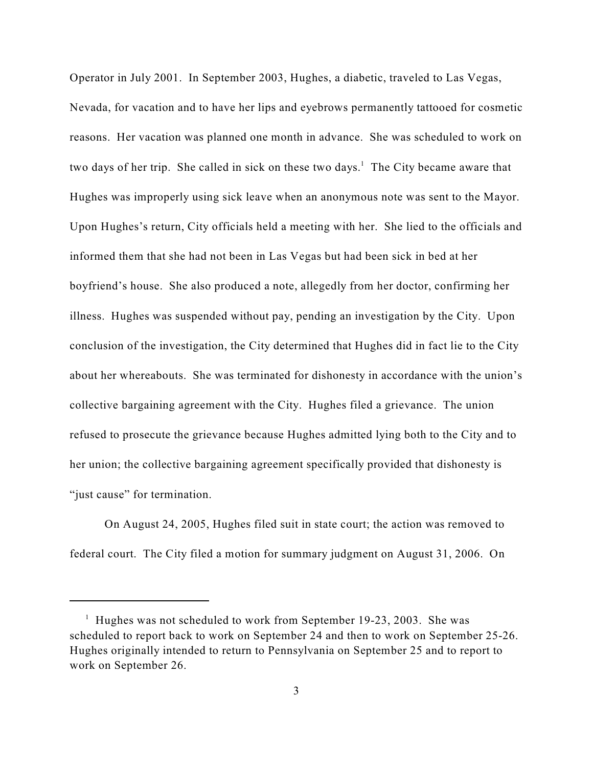Operator in July 2001. In September 2003, Hughes, a diabetic, traveled to Las Vegas, Nevada, for vacation and to have her lips and eyebrows permanently tattooed for cosmetic reasons. Her vacation was planned one month in advance. She was scheduled to work on two days of her trip. She called in sick on these two days.[1] The City became aware that Hughes was improperly using sick leave when an anonymous note was sent to the Mayor. Upon Hughes's return, City officials held a meeting with her. She lied to the officials and informed them that she had not been in Las Vegas but had been sick in bed at her boyfriend's house. She also produced a note, allegedly from her doctor, confirming her illness. Hughes was suspended without pay, pending an investigation by the City. Upon conclusion of the investigation, the City determined that Hughes did in fact lie to the City about her whereabouts. She was terminated for dishonesty in accordance with the union's collective bargaining agreement with the City. Hughes filed a grievance. The union refused to prosecute the grievance because Hughes admitted lying both to the City and to her union; the collective bargaining agreement specifically provided that dishonesty is "just cause" for termination.

On August 24, 2005, Hughes filed suit in state court; the action was removed to federal court. The City filed a motion for summary judgment on August 31, 2006. On

---

[1] Hughes was not scheduled to work from September 19-23, 2003. She was scheduled to report back to work on September 24 and then to work on September 25-26. Hughes originally intended to return to Pennsylvania on September 25 and to report to work on September 26.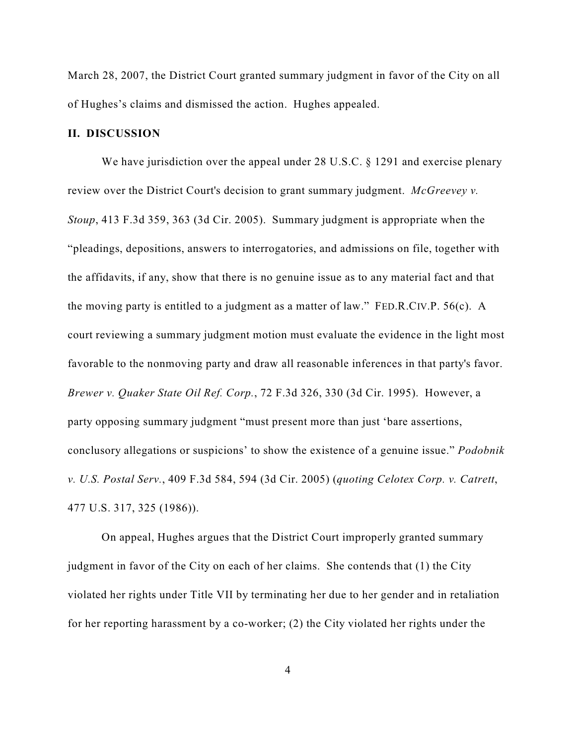March 28, 2007, the District Court granted summary judgment in favor of the City on all of Hughes's claims and dismissed the action. Hughes appealed.

## II. DISCUSSION

We have jurisdiction over the appeal under 28 U.S.C. § 1291 and exercise plenary review over the District Court's decision to grant summary judgment. *McGreevey v. Stoup*, 413 F.3d 359, 363 (3d Cir. 2005). Summary judgment is appropriate when the "pleadings, depositions, answers to interrogatories, and admissions on file, together with the affidavits, if any, show that there is no genuine issue as to any material fact and that the moving party is entitled to a judgment as a matter of law." FED.R.CIV.P. 56(c). A court reviewing a summary judgment motion must evaluate the evidence in the light most favorable to the nonmoving party and draw all reasonable inferences in that party's favor. *Brewer v. Quaker State Oil Ref. Corp.*, 72 F.3d 326, 330 (3d Cir. 1995). However, a party opposing summary judgment "must present more than just 'bare assertions, conclusory allegations or suspicions' to show the existence of a genuine issue." *Podobnik v. U.S. Postal Serv.*, 409 F.3d 584, 594 (3d Cir. 2005) (*quoting Celotex Corp. v. Catrett*, 477 U.S. 317, 325 (1986)).

On appeal, Hughes argues that the District Court improperly granted summary judgment in favor of the City on each of her claims. She contends that (1) the City violated her rights under Title VII by terminating her due to her gender and in retaliation for her reporting harassment by a co-worker; (2) the City violated her rights under the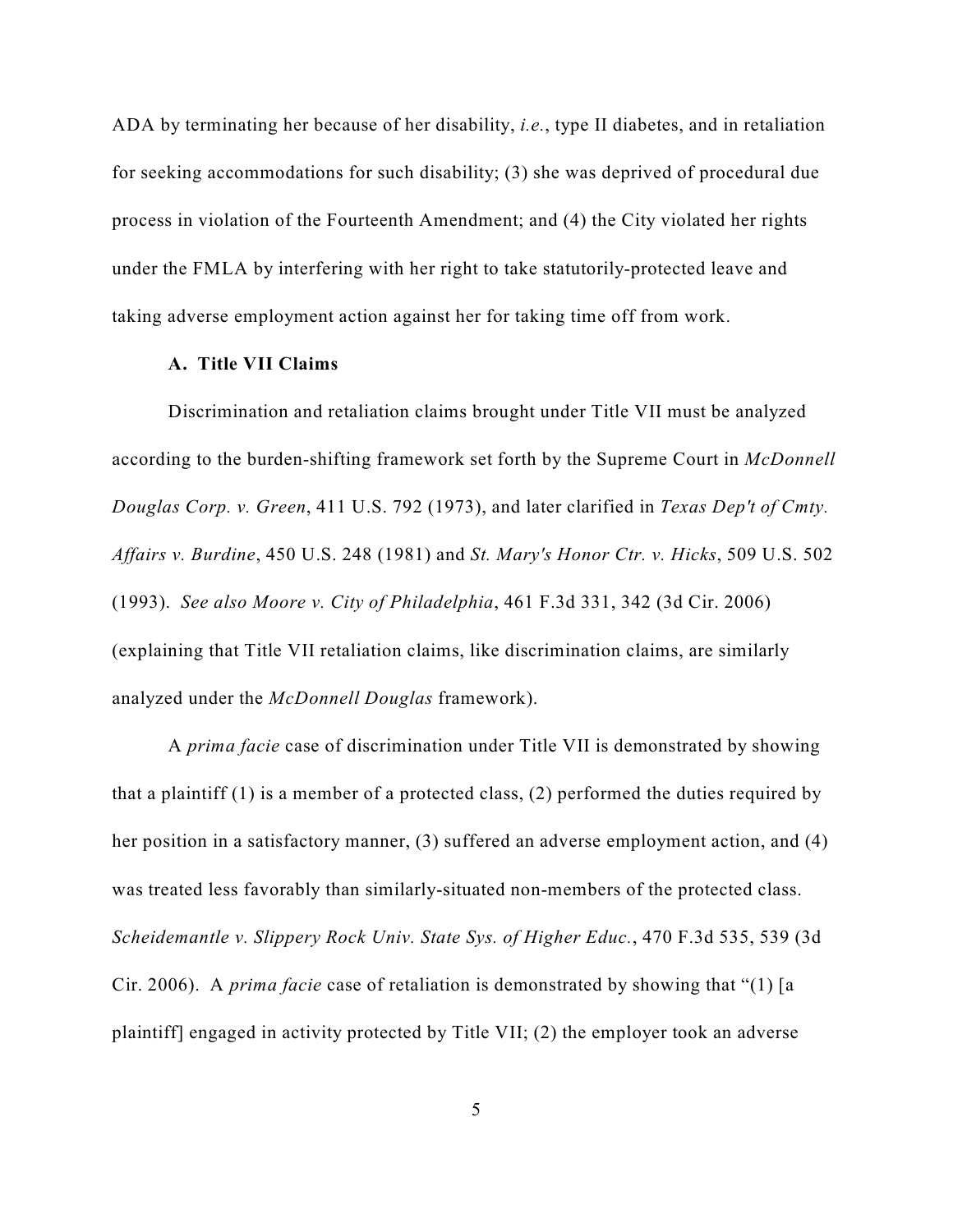ADA by terminating her because of her disability, *i.e.*, type II diabetes, and in retaliation for seeking accommodations for such disability; (3) she was deprived of procedural due process in violation of the Fourteenth Amendment; and (4) the City violated her rights under the FMLA by interfering with her right to take statutorily-protected leave and taking adverse employment action against her for taking time off from work.

**A. Title VII Claims**

Discrimination and retaliation claims brought under Title VII must be analyzed according to the burden-shifting framework set forth by the Supreme Court in *McDonnell Douglas Corp. v. Green*, 411 U.S. 792 (1973), and later clarified in *Texas Dep't of Cmty. Affairs v. Burdine*, 450 U.S. 248 (1981) and *St. Mary's Honor Ctr. v. Hicks*, 509 U.S. 502 (1993). *See also Moore v. City of Philadelphia*, 461 F.3d 331, 342 (3d Cir. 2006) (explaining that Title VII retaliation claims, like discrimination claims, are similarly analyzed under the *McDonnell Douglas* framework).

A *prima facie* case of discrimination under Title VII is demonstrated by showing that a plaintiff (1) is a member of a protected class, (2) performed the duties required by her position in a satisfactory manner, (3) suffered an adverse employment action, and (4) was treated less favorably than similarly-situated non-members of the protected class. *Scheidemantle v. Slippery Rock Univ. State Sys. of Higher Educ.*, 470 F.3d 535, 539 (3d Cir. 2006). A *prima facie* case of retaliation is demonstrated by showing that "(1) [a plaintiff] engaged in activity protected by Title VII; (2) the employer took an adverse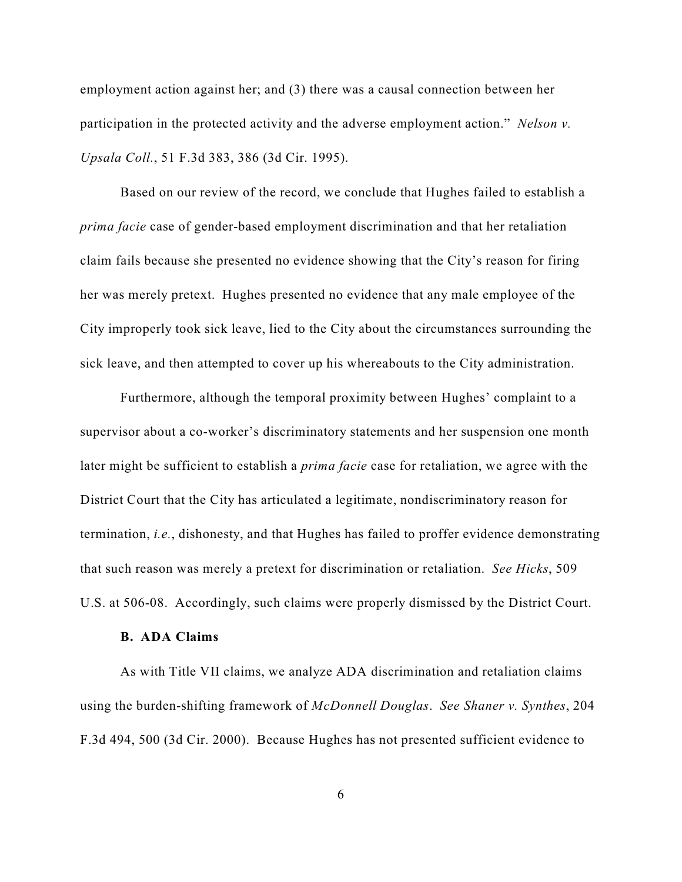employment action against her; and (3) there was a causal connection between her participation in the protected activity and the adverse employment action." *Nelson v. Upsala Coll.*, 51 F.3d 383, 386 (3d Cir. 1995).

Based on our review of the record, we conclude that Hughes failed to establish a *prima facie* case of gender-based employment discrimination and that her retaliation claim fails because she presented no evidence showing that the City's reason for firing her was merely pretext. Hughes presented no evidence that any male employee of the City improperly took sick leave, lied to the City about the circumstances surrounding the sick leave, and then attempted to cover up his whereabouts to the City administration.

Furthermore, although the temporal proximity between Hughes' complaint to a supervisor about a co-worker's discriminatory statements and her suspension one month later might be sufficient to establish a *prima facie* case for retaliation, we agree with the District Court that the City has articulated a legitimate, nondiscriminatory reason for termination, *i.e.*, dishonesty, and that Hughes has failed to proffer evidence demonstrating that such reason was merely a pretext for discrimination or retaliation. *See Hicks*, 509 U.S. at 506-08. Accordingly, such claims were properly dismissed by the District Court.

**B. ADA Claims**

As with Title VII claims, we analyze ADA discrimination and retaliation claims using the burden-shifting framework of *McDonnell Douglas*. *See Shaner v. Synthes*, 204 F.3d 494, 500 (3d Cir. 2000). Because Hughes has not presented sufficient evidence to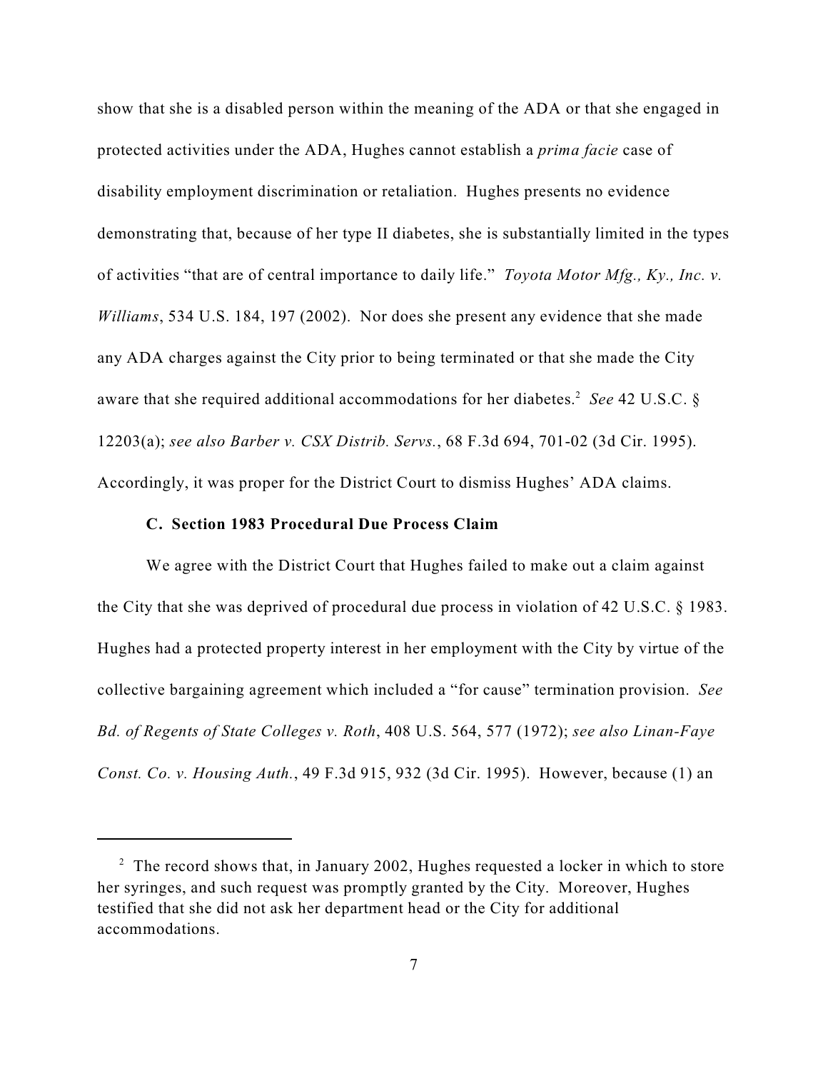show that she is a disabled person within the meaning of the ADA or that she engaged in protected activities under the ADA, Hughes cannot establish a *prima facie* case of disability employment discrimination or retaliation. Hughes presents no evidence demonstrating that, because of her type II diabetes, she is substantially limited in the types of activities "that are of central importance to daily life." *Toyota Motor Mfg., Ky., Inc. v. Williams*, 534 U.S. 184, 197 (2002). Nor does she present any evidence that she made any ADA charges against the City prior to being terminated or that she made the City aware that she required additional accommodations for her diabetes.[2] *See* 42 U.S.C. § 12203(a); *see also Barber v. CSX Distrib. Servs.*, 68 F.3d 694, 701-02 (3d Cir. 1995). Accordingly, it was proper for the District Court to dismiss Hughes' ADA claims.

**C. Section 1983 Procedural Due Process Claim**

We agree with the District Court that Hughes failed to make out a claim against the City that she was deprived of procedural due process in violation of 42 U.S.C. § 1983. Hughes had a protected property interest in her employment with the City by virtue of the collective bargaining agreement which included a "for cause" termination provision. *See Bd. of Regents of State Colleges v. Roth*, 408 U.S. 564, 577 (1972); *see also Linan-Faye Const. Co. v. Housing Auth.*, 49 F.3d 915, 932 (3d Cir. 1995). However, because (1) an

---

[2] The record shows that, in January 2002, Hughes requested a locker in which to store her syringes, and such request was promptly granted by the City. Moreover, Hughes testified that she did not ask her department head or the City for additional accommodations.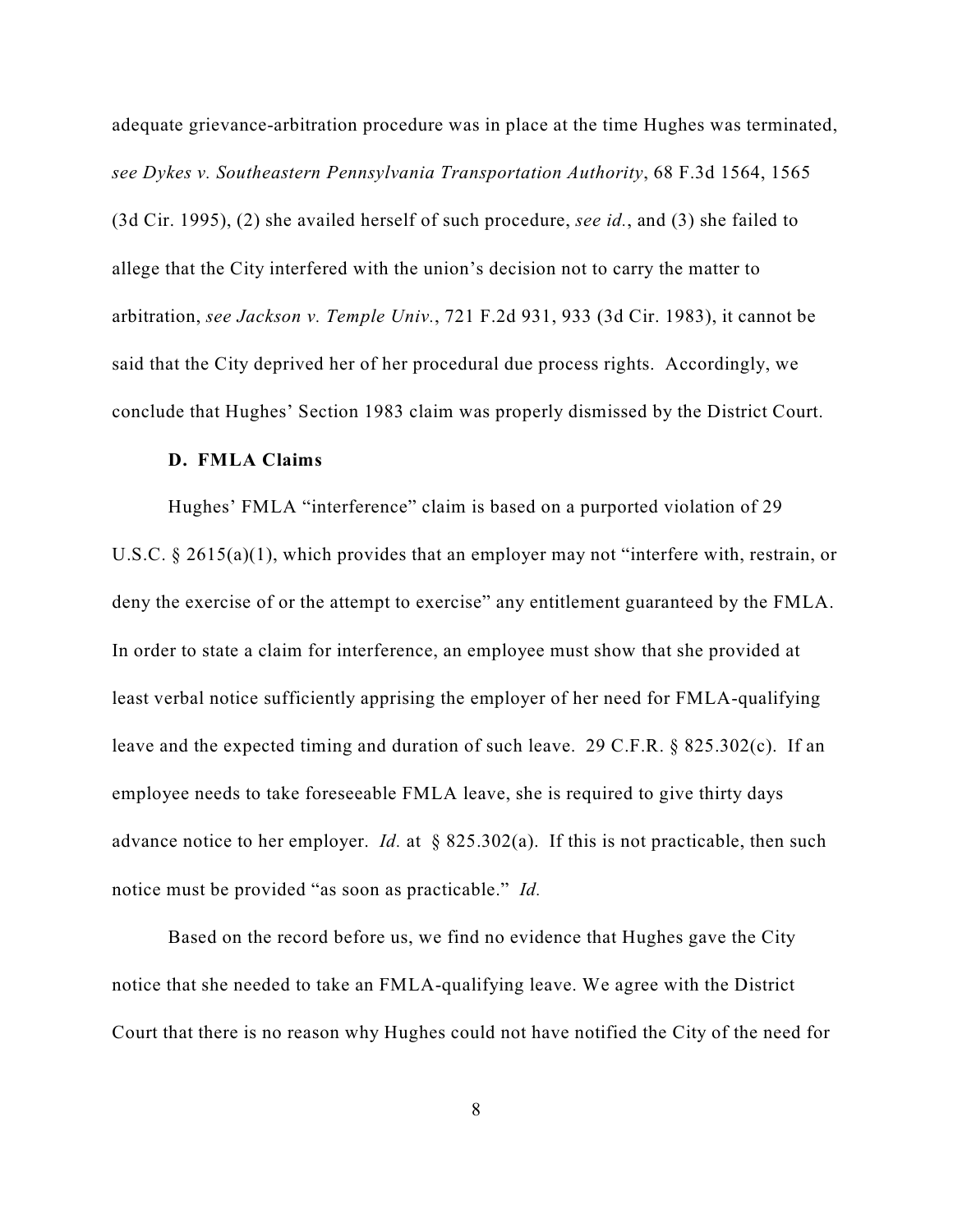adequate grievance-arbitration procedure was in place at the time Hughes was terminated, *see Dykes v. Southeastern Pennsylvania Transportation Authority*, 68 F.3d 1564, 1565 (3d Cir. 1995), (2) she availed herself of such procedure, *see id.*, and (3) she failed to allege that the City interfered with the union's decision not to carry the matter to arbitration, *see Jackson v. Temple Univ.*, 721 F.2d 931, 933 (3d Cir. 1983), it cannot be said that the City deprived her of her procedural due process rights. Accordingly, we conclude that Hughes' Section 1983 claim was properly dismissed by the District Court.

### D. FMLA Claims

Hughes' FMLA "interference" claim is based on a purported violation of 29 U.S.C. § 2615(a)(1), which provides that an employer may not "interfere with, restrain, or deny the exercise of or the attempt to exercise" any entitlement guaranteed by the FMLA. In order to state a claim for interference, an employee must show that she provided at least verbal notice sufficiently apprising the employer of her need for FMLA-qualifying leave and the expected timing and duration of such leave. 29 C.F.R. § 825.302(c). If an employee needs to take foreseeable FMLA leave, she is required to give thirty days advance notice to her employer. *Id.* at § 825.302(a). If this is not practicable, then such notice must be provided "as soon as practicable." *Id.*

Based on the record before us, we find no evidence that Hughes gave the City notice that she needed to take an FMLA-qualifying leave. We agree with the District Court that there is no reason why Hughes could not have notified the City of the need for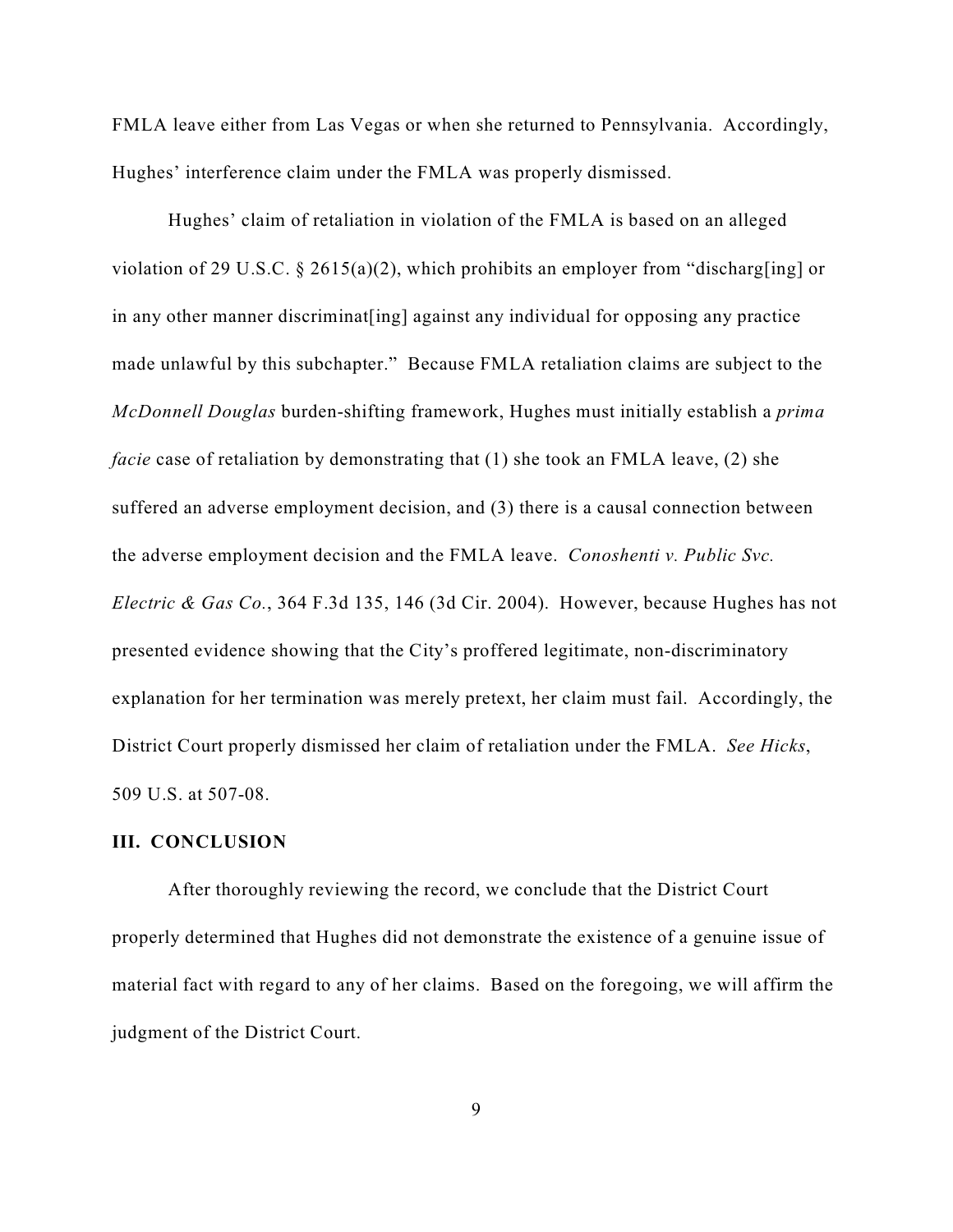FMLA leave either from Las Vegas or when she returned to Pennsylvania. Accordingly, Hughes' interference claim under the FMLA was properly dismissed.

Hughes' claim of retaliation in violation of the FMLA is based on an alleged violation of 29 U.S.C. § 2615(a)(2), which prohibits an employer from "discharg[ing] or in any other manner discriminat[ing] against any individual for opposing any practice made unlawful by this subchapter." Because FMLA retaliation claims are subject to the *McDonnell Douglas* burden-shifting framework, Hughes must initially establish a *prima facie* case of retaliation by demonstrating that (1) she took an FMLA leave, (2) she suffered an adverse employment decision, and (3) there is a causal connection between the adverse employment decision and the FMLA leave. *Conoshenti v. Public Svc. Electric & Gas Co.*, 364 F.3d 135, 146 (3d Cir. 2004). However, because Hughes has not presented evidence showing that the City's proffered legitimate, non-discriminatory explanation for her termination was merely pretext, her claim must fail. Accordingly, the District Court properly dismissed her claim of retaliation under the FMLA. *See Hicks*, 509 U.S. at 507-08.

**III. CONCLUSION**

After thoroughly reviewing the record, we conclude that the District Court properly determined that Hughes did not demonstrate the existence of a genuine issue of material fact with regard to any of her claims. Based on the foregoing, we will affirm the judgment of the District Court.